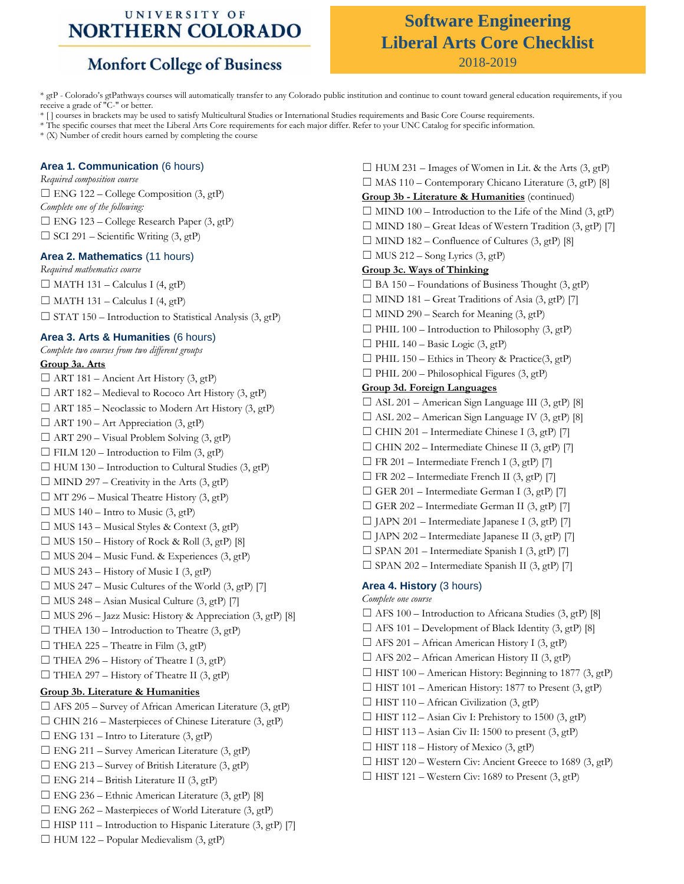UNIVERSITY OF NORTHERN COLORADO

Monfort College of Business

# Software Engineering Liberal Arts Core Checklist

2018-2019

\* gtP - Colorado's gtPathways courses will automatically transfer to any Colorado public institution and continue to count toward general education requirements, if you receive a grade of "C-" or better.
\* [ ] courses in brackets may be used to satisfy Multicultural Studies or International Studies requirements and Basic Core Course requirements.
\* The specific courses that meet the Liberal Arts Core requirements for each major differ. Refer to your UNC Catalog for specific information.
\* (X) Number of credit hours earned by completing the course

## Area 1. Communication (6 hours)

*Required composition course*

☐ ENG 122 – College Composition (3, gtP)

*Complete one of the following:*

☐ ENG 123 – College Research Paper (3, gtP)
☐ SCI 291 – Scientific Writing (3, gtP)

## Area 2. Mathematics (11 hours)

*Required mathematics course*

☐ MATH 131 – Calculus I (4, gtP)
☐ MATH 131 – Calculus I (4, gtP)
☐ STAT 150 – Introduction to Statistical Analysis (3, gtP)

## Area 3. Arts & Humanities (6 hours)

*Complete two courses from two different groups*

**Group 3a. Arts**

☐ ART 181 – Ancient Art History (3, gtP)
☐ ART 182 – Medieval to Rococo Art History (3, gtP)
☐ ART 185 – Neoclassic to Modern Art History (3, gtP)
☐ ART 190 – Art Appreciation (3, gtP)
☐ ART 290 – Visual Problem Solving (3, gtP)
☐ FILM 120 – Introduction to Film (3, gtP)
☐ HUM 130 – Introduction to Cultural Studies (3, gtP)
☐ MIND 297 – Creativity in the Arts (3, gtP)
☐ MT 296 – Musical Theatre History (3, gtP)
☐ MUS 140 – Intro to Music (3, gtP)
☐ MUS 143 – Musical Styles & Context (3, gtP)
☐ MUS 150 – History of Rock & Roll (3, gtP) [8]
☐ MUS 204 – Music Fund. & Experiences (3, gtP)
☐ MUS 243 – History of Music I (3, gtP)
☐ MUS 247 – Music Cultures of the World (3, gtP) [7]
☐ MUS 248 – Asian Musical Culture (3, gtP) [7]
☐ MUS 296 – Jazz Music: History & Appreciation (3, gtP) [8]
☐ THEA 130 – Introduction to Theatre (3, gtP)
☐ THEA 225 – Theatre in Film (3, gtP)
☐ THEA 296 – History of Theatre I (3, gtP)
☐ THEA 297 – History of Theatre II (3, gtP)

**Group 3b. Literature & Humanities**

☐ AFS 205 – Survey of African American Literature (3, gtP)
☐ CHIN 216 – Masterpieces of Chinese Literature (3, gtP)
☐ ENG 131 – Intro to Literature (3, gtP)
☐ ENG 211 – Survey American Literature (3, gtP)
☐ ENG 213 – Survey of British Literature (3, gtP)
☐ ENG 214 – British Literature II (3, gtP)
☐ ENG 236 – Ethnic American Literature (3, gtP) [8]
☐ ENG 262 – Masterpieces of World Literature (3, gtP)
☐ HISP 111 – Introduction to Hispanic Literature (3, gtP) [7]
☐ HUM 122 – Popular Medievalism (3, gtP)
☐ HUM 231 – Images of Women in Lit. & the Arts (3, gtP)
☐ MAS 110 – Contemporary Chicano Literature (3, gtP) [8]

**Group 3b - Literature & Humanities** (continued)

☐ MIND 100 – Introduction to the Life of the Mind (3, gtP)
☐ MIND 180 – Great Ideas of Western Tradition (3, gtP) [7]
☐ MIND 182 – Confluence of Cultures (3, gtP) [8]
☐ MUS 212 – Song Lyrics (3, gtP)

**Group 3c. Ways of Thinking**

☐ BA 150 – Foundations of Business Thought (3, gtP)
☐ MIND 181 – Great Traditions of Asia (3, gtP) [7]
☐ MIND 290 – Search for Meaning (3, gtP)
☐ PHIL 100 – Introduction to Philosophy (3, gtP)
☐ PHIL 140 – Basic Logic (3, gtP)
☐ PHIL 150 – Ethics in Theory & Practice(3, gtP)
☐ PHIL 200 – Philosophical Figures (3, gtP)

**Group 3d. Foreign Languages**

☐ ASL 201 – American Sign Language III (3, gtP) [8]
☐ ASL 202 – American Sign Language IV (3, gtP) [8]
☐ CHIN 201 – Intermediate Chinese I (3, gtP) [7]
☐ CHIN 202 – Intermediate Chinese II (3, gtP) [7]
☐ FR 201 – Intermediate French I (3, gtP) [7]
☐ FR 202 – Intermediate French II (3, gtP) [7]
☐ GER 201 – Intermediate German I (3, gtP) [7]
☐ GER 202 – Intermediate German II (3, gtP) [7]
☐ JAPN 201 – Intermediate Japanese I (3, gtP) [7]
☐ JAPN 202 – Intermediate Japanese II (3, gtP) [7]
☐ SPAN 201 – Intermediate Spanish I (3, gtP) [7]
☐ SPAN 202 – Intermediate Spanish II (3, gtP) [7]

## Area 4. History (3 hours)

*Complete one course*

☐ AFS 100 – Introduction to Africana Studies (3, gtP) [8]
☐ AFS 101 – Development of Black Identity (3, gtP) [8]
☐ AFS 201 – African American History I (3, gtP)
☐ AFS 202 – African American History II (3, gtP)
☐ HIST 100 – American History: Beginning to 1877 (3, gtP)
☐ HIST 101 – American History: 1877 to Present (3, gtP)
☐ HIST 110 – African Civilization (3, gtP)
☐ HIST 112 – Asian Civ I: Prehistory to 1500 (3, gtP)
☐ HIST 113 – Asian Civ II: 1500 to present (3, gtP)
☐ HIST 118 – History of Mexico (3, gtP)
☐ HIST 120 – Western Civ: Ancient Greece to 1689 (3, gtP)
☐ HIST 121 – Western Civ: 1689 to Present (3, gtP)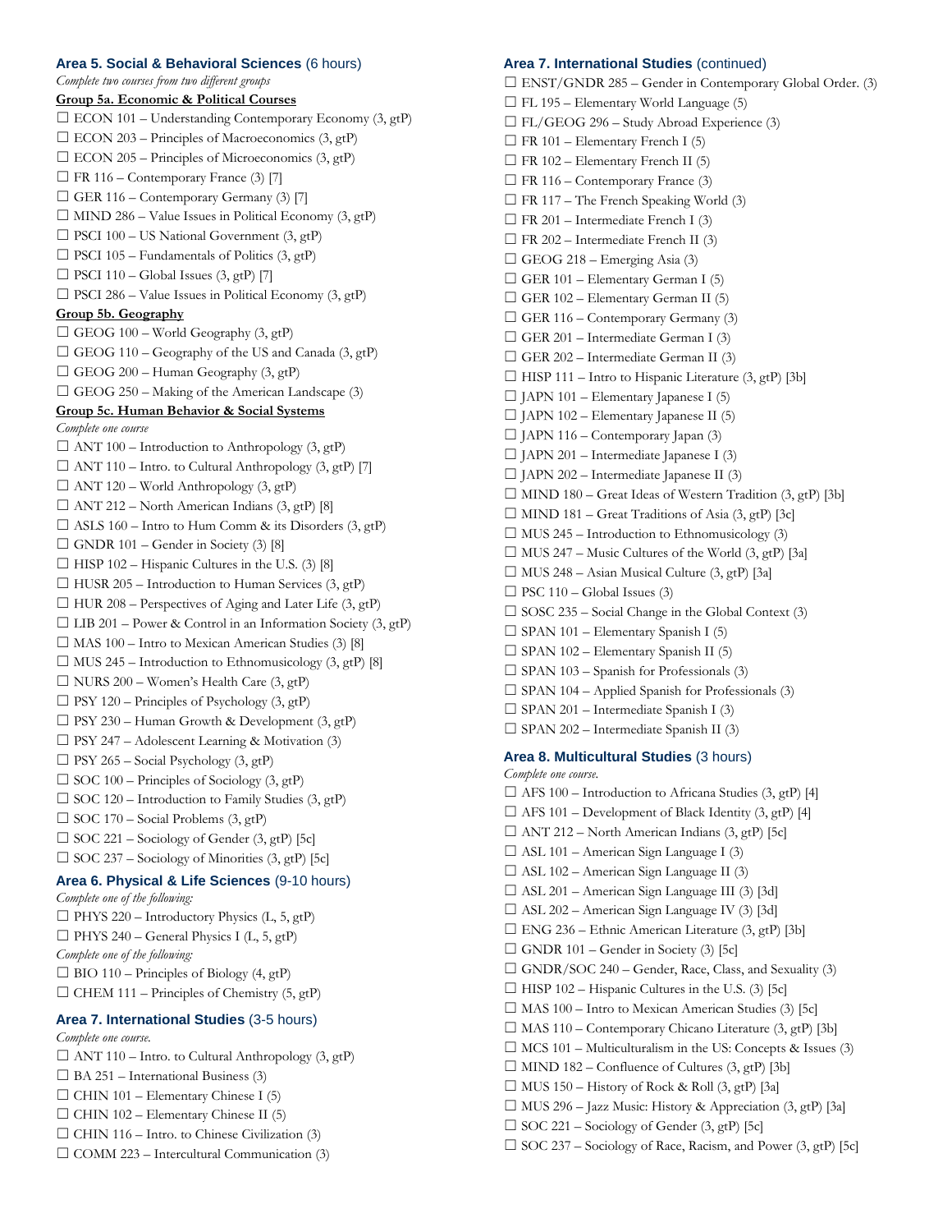## Area 5. Social & Behavioral Sciences (6 hours)

*Complete two courses from two different groups*

**Group 5a. Economic & Political Courses**

- ☐ ECON 101 – Understanding Contemporary Economy (3, gtP)
- ☐ ECON 203 – Principles of Macroeconomics (3, gtP)
- ☐ ECON 205 – Principles of Microeconomics (3, gtP)
- ☐ FR 116 – Contemporary France (3) [7]
- ☐ GER 116 – Contemporary Germany (3) [7]
- ☐ MIND 286 – Value Issues in Political Economy (3, gtP)
- ☐ PSCI 100 – US National Government (3, gtP)
- ☐ PSCI 105 – Fundamentals of Politics (3, gtP)
- ☐ PSCI 110 – Global Issues (3, gtP) [7]
- ☐ PSCI 286 – Value Issues in Political Economy (3, gtP)

**Group 5b. Geography**

- ☐ GEOG 100 – World Geography (3, gtP)
- ☐ GEOG 110 – Geography of the US and Canada (3, gtP)
- ☐ GEOG 200 – Human Geography (3, gtP)
- ☐ GEOG 250 – Making of the American Landscape (3)

**Group 5c. Human Behavior & Social Systems**

*Complete one course*

- ☐ ANT 100 – Introduction to Anthropology (3, gtP)
- ☐ ANT 110 – Intro. to Cultural Anthropology (3, gtP) [7]
- ☐ ANT 120 – World Anthropology (3, gtP)
- ☐ ANT 212 – North American Indians (3, gtP) [8]
- ☐ ASLS 160 – Intro to Hum Comm & its Disorders (3, gtP)
- ☐ GNDR 101 – Gender in Society (3) [8]
- ☐ HISP 102 – Hispanic Cultures in the U.S. (3) [8]
- ☐ HUSR 205 – Introduction to Human Services (3, gtP)
- ☐ HUR 208 – Perspectives of Aging and Later Life (3, gtP)
- ☐ LIB 201 – Power & Control in an Information Society (3, gtP)
- ☐ MAS 100 – Intro to Mexican American Studies (3) [8]
- ☐ MUS 245 – Introduction to Ethnomusicology (3, gtP) [8]
- ☐ NURS 200 – Women's Health Care (3, gtP)
- ☐ PSY 120 – Principles of Psychology (3, gtP)
- ☐ PSY 230 – Human Growth & Development (3, gtP)
- ☐ PSY 247 – Adolescent Learning & Motivation (3)
- ☐ PSY 265 – Social Psychology (3, gtP)
- ☐ SOC 100 – Principles of Sociology (3, gtP)
- ☐ SOC 120 – Introduction to Family Studies (3, gtP)
- ☐ SOC 170 – Social Problems (3, gtP)
- ☐ SOC 221 – Sociology of Gender (3, gtP) [5c]
- ☐ SOC 237 – Sociology of Minorities (3, gtP) [5c]

## Area 6. Physical & Life Sciences (9-10 hours)

*Complete one of the following:*

- ☐ PHYS 220 – Introductory Physics (L, 5, gtP)
- ☐ PHYS 240 – General Physics I (L, 5, gtP)

*Complete one of the following:*

- ☐ BIO 110 – Principles of Biology (4, gtP)
- ☐ CHEM 111 – Principles of Chemistry (5, gtP)

## Area 7. International Studies (3-5 hours)

*Complete one course.*

- ☐ ANT 110 – Intro. to Cultural Anthropology (3, gtP)
- ☐ BA 251 – International Business (3)
- ☐ CHIN 101 – Elementary Chinese I (5)
- ☐ CHIN 102 – Elementary Chinese II (5)
- ☐ CHIN 116 – Intro. to Chinese Civilization (3)
- ☐ COMM 223 – Intercultural Communication (3)
- ☐ ENST/GNDR 285 – Gender in Contemporary Global Order. (3)
- ☐ FL 195 – Elementary World Language (5)
- ☐ FL/GEOG 296 – Study Abroad Experience (3)
- ☐ FR 101 – Elementary French I (5)
- ☐ FR 102 – Elementary French II (5)
- ☐ FR 116 – Contemporary France (3)
- ☐ FR 117 – The French Speaking World (3)
- ☐ FR 201 – Intermediate French I (3)
- ☐ FR 202 – Intermediate French II (3)
- ☐ GEOG 218 – Emerging Asia (3)
- ☐ GER 101 – Elementary German I (5)
- ☐ GER 102 – Elementary German II (5)
- ☐ GER 116 – Contemporary Germany (3)
- ☐ GER 201 – Intermediate German I (3)
- ☐ GER 202 – Intermediate German II (3)
- ☐ HISP 111 – Intro to Hispanic Literature (3, gtP) [3b]
- ☐ JAPN 101 – Elementary Japanese I (5)
- ☐ JAPN 102 – Elementary Japanese II (5)
- ☐ JAPN 116 – Contemporary Japan (3)
- ☐ JAPN 201 – Intermediate Japanese I (3)
- ☐ JAPN 202 – Intermediate Japanese II (3)
- ☐ MIND 180 – Great Ideas of Western Tradition (3, gtP) [3b]
- ☐ MIND 181 – Great Traditions of Asia (3, gtP) [3c]
- ☐ MUS 245 – Introduction to Ethnomusicology (3)
- ☐ MUS 247 – Music Cultures of the World (3, gtP) [3a]
- ☐ MUS 248 – Asian Musical Culture (3, gtP) [3a]
- ☐ PSC 110 – Global Issues (3)
- ☐ SOSC 235 – Social Change in the Global Context (3)
- ☐ SPAN 101 – Elementary Spanish I (5)
- ☐ SPAN 102 – Elementary Spanish II (5)
- ☐ SPAN 103 – Spanish for Professionals (3)
- ☐ SPAN 104 – Applied Spanish for Professionals (3)
- ☐ SPAN 201 – Intermediate Spanish I (3)
- ☐ SPAN 202 – Intermediate Spanish II (3)

## Area 8. Multicultural Studies (3 hours)

*Complete one course.*

- ☐ AFS 100 – Introduction to Africana Studies (3, gtP) [4]
- ☐ AFS 101 – Development of Black Identity (3, gtP) [4]
- ☐ ANT 212 – North American Indians (3, gtP) [5c]
- ☐ ASL 101 – American Sign Language I (3)
- ☐ ASL 102 – American Sign Language II (3)
- ☐ ASL 201 – American Sign Language III (3) [3d]
- ☐ ASL 202 – American Sign Language IV (3) [3d]
- ☐ ENG 236 – Ethnic American Literature (3, gtP) [3b]
- ☐ GNDR 101 – Gender in Society (3) [5c]
- ☐ GNDR/SOC 240 – Gender, Race, Class, and Sexuality (3)
- ☐ HISP 102 – Hispanic Cultures in the U.S. (3) [5c]
- ☐ MAS 100 – Intro to Mexican American Studies (3) [5c]
- ☐ MAS 110 – Contemporary Chicano Literature (3, gtP) [3b]
- ☐ MCS 101 – Multiculturalism in the US: Concepts & Issues (3)
- ☐ MIND 182 – Confluence of Cultures (3, gtP) [3b]
- ☐ MUS 150 – History of Rock & Roll (3, gtP) [3a]
- ☐ MUS 296 – Jazz Music: History & Appreciation (3, gtP) [3a]
- ☐ SOC 221 – Sociology of Gender (3, gtP) [5c]
- ☐ SOC 237 – Sociology of Race, Racism, and Power (3, gtP) [5c]